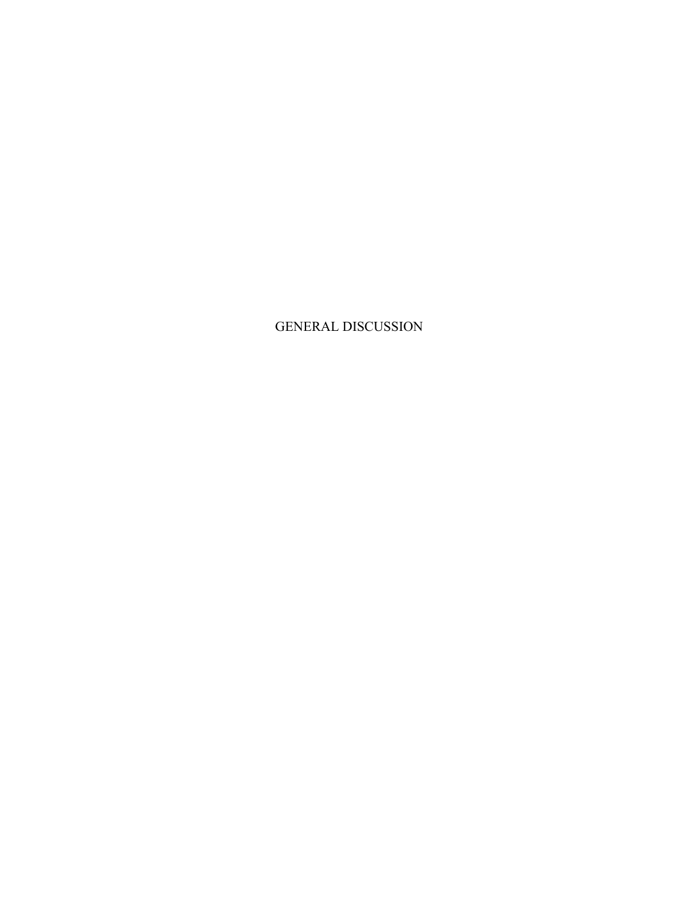# GENERAL DISCUSSION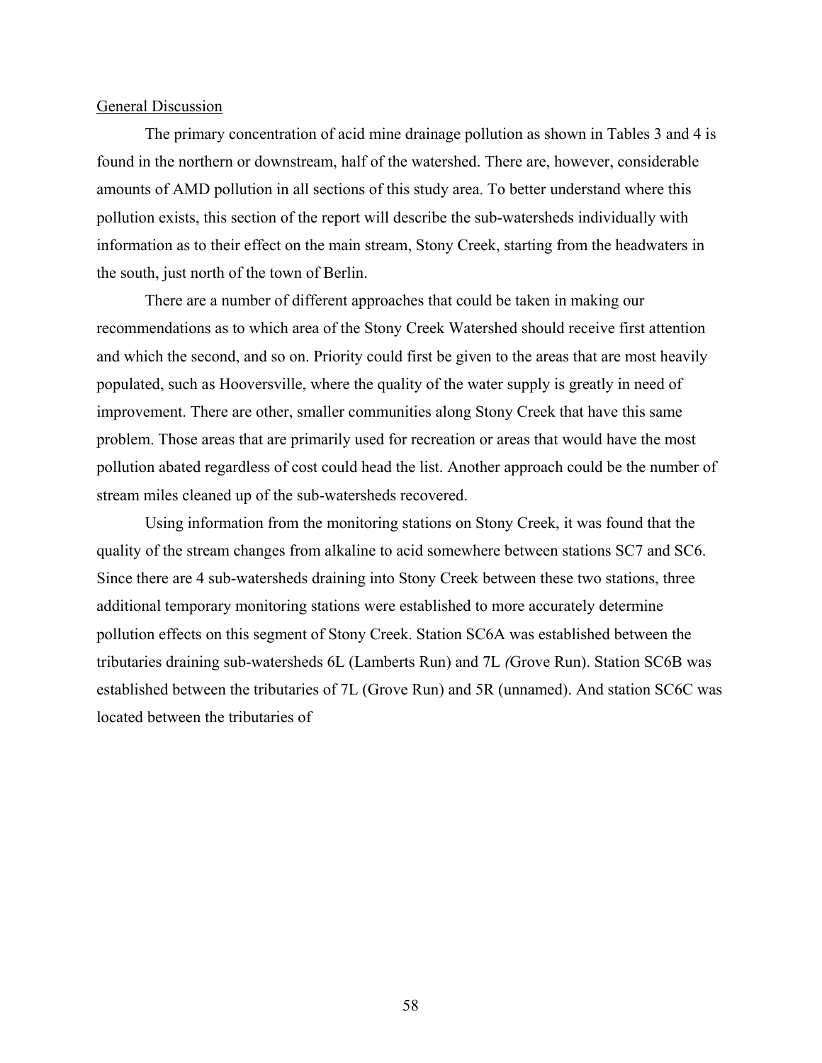General Discussion

The primary concentration of acid mine drainage pollution as shown in Tables 3 and 4 is found in the northern or downstream, half of the watershed. There are, however, considerable amounts of AMD pollution in all sections of this study area. To better understand where this pollution exists, this section of the report will describe the sub-watersheds individually with information as to their effect on the main stream, Stony Creek, starting from the headwaters in the south, just north of the town of Berlin.

There are a number of different approaches that could be taken in making our recommendations as to which area of the Stony Creek Watershed should receive first attention and which the second, and so on. Priority could first be given to the areas that are most heavily populated, such as Hooversville, where the quality of the water supply is greatly in need of improvement. There are other, smaller communities along Stony Creek that have this same problem. Those areas that are primarily used for recreation or areas that would have the most pollution abated regardless of cost could head the list. Another approach could be the number of stream miles cleaned up of the sub-watersheds recovered.

Using information from the monitoring stations on Stony Creek, it was found that the quality of the stream changes from alkaline to acid somewhere between stations SC7 and SC6. Since there are 4 sub-watersheds draining into Stony Creek between these two stations, three additional temporary monitoring stations were established to more accurately determine pollution effects on this segment of Stony Creek. Station SC6A was established between the tributaries draining sub-watersheds 6L (Lamberts Run) and 7L *(*Grove Run). Station SC6B was established between the tributaries of 7L (Grove Run) and 5R (unnamed). And station SC6C was located between the tributaries of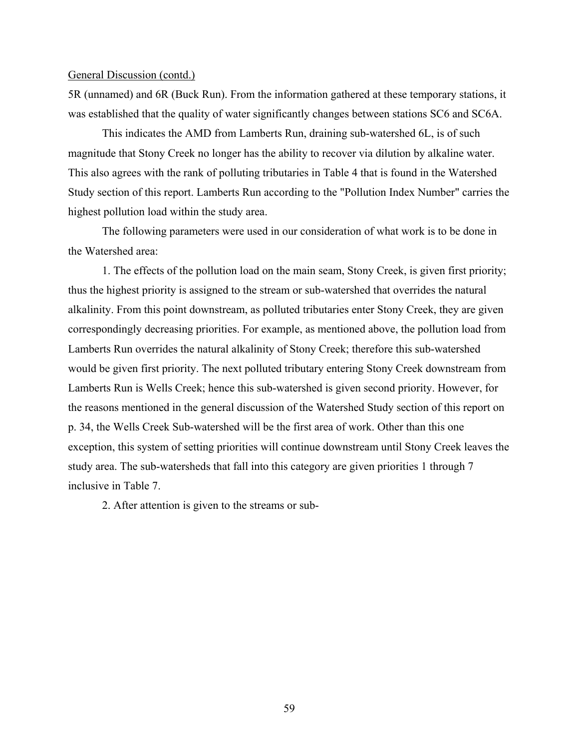General Discussion (contd.)

5R (unnamed) and 6R (Buck Run). From the information gathered at these temporary stations, it was established that the quality of water significantly changes between stations SC6 and SC6A.

This indicates the AMD from Lamberts Run, draining sub-watershed 6L, is of such magnitude that Stony Creek no longer has the ability to recover via dilution by alkaline water. This also agrees with the rank of polluting tributaries in Table 4 that is found in the Watershed Study section of this report. Lamberts Run according to the "Pollution Index Number" carries the highest pollution load within the study area.

The following parameters were used in our consideration of what work is to be done in the Watershed area:

1. The effects of the pollution load on the main seam, Stony Creek, is given first priority; thus the highest priority is assigned to the stream or sub-watershed that overrides the natural alkalinity. From this point downstream, as polluted tributaries enter Stony Creek, they are given correspondingly decreasing priorities. For example, as mentioned above, the pollution load from Lamberts Run overrides the natural alkalinity of Stony Creek; therefore this sub-watershed would be given first priority. The next polluted tributary entering Stony Creek downstream from Lamberts Run is Wells Creek; hence this sub-watershed is given second priority. However, for the reasons mentioned in the general discussion of the Watershed Study section of this report on p. 34, the Wells Creek Sub-watershed will be the first area of work. Other than this one exception, this system of setting priorities will continue downstream until Stony Creek leaves the study area. The sub-watersheds that fall into this category are given priorities 1 through 7 inclusive in Table 7.

2. After attention is given to the streams or sub-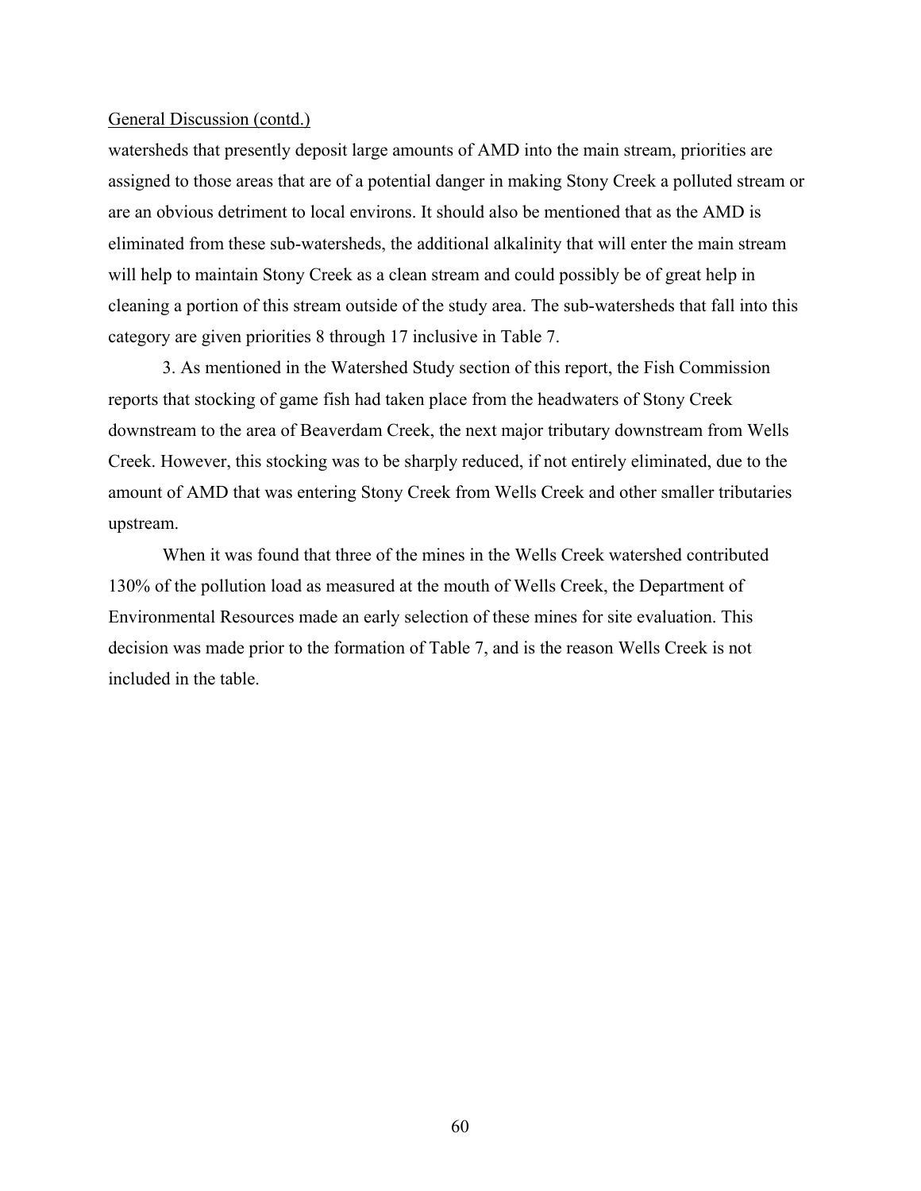General Discussion (contd.)

watersheds that presently deposit large amounts of AMD into the main stream, priorities are assigned to those areas that are of a potential danger in making Stony Creek a polluted stream or are an obvious detriment to local environs. It should also be mentioned that as the AMD is eliminated from these sub-watersheds, the additional alkalinity that will enter the main stream will help to maintain Stony Creek as a clean stream and could possibly be of great help in cleaning a portion of this stream outside of the study area. The sub-watersheds that fall into this category are given priorities 8 through 17 inclusive in Table 7.

3. As mentioned in the Watershed Study section of this report, the Fish Commission reports that stocking of game fish had taken place from the headwaters of Stony Creek downstream to the area of Beaverdam Creek, the next major tributary downstream from Wells Creek. However, this stocking was to be sharply reduced, if not entirely eliminated, due to the amount of AMD that was entering Stony Creek from Wells Creek and other smaller tributaries upstream.

When it was found that three of the mines in the Wells Creek watershed contributed 130% of the pollution load as measured at the mouth of Wells Creek, the Department of Environmental Resources made an early selection of these mines for site evaluation. This decision was made prior to the formation of Table 7, and is the reason Wells Creek is not included in the table.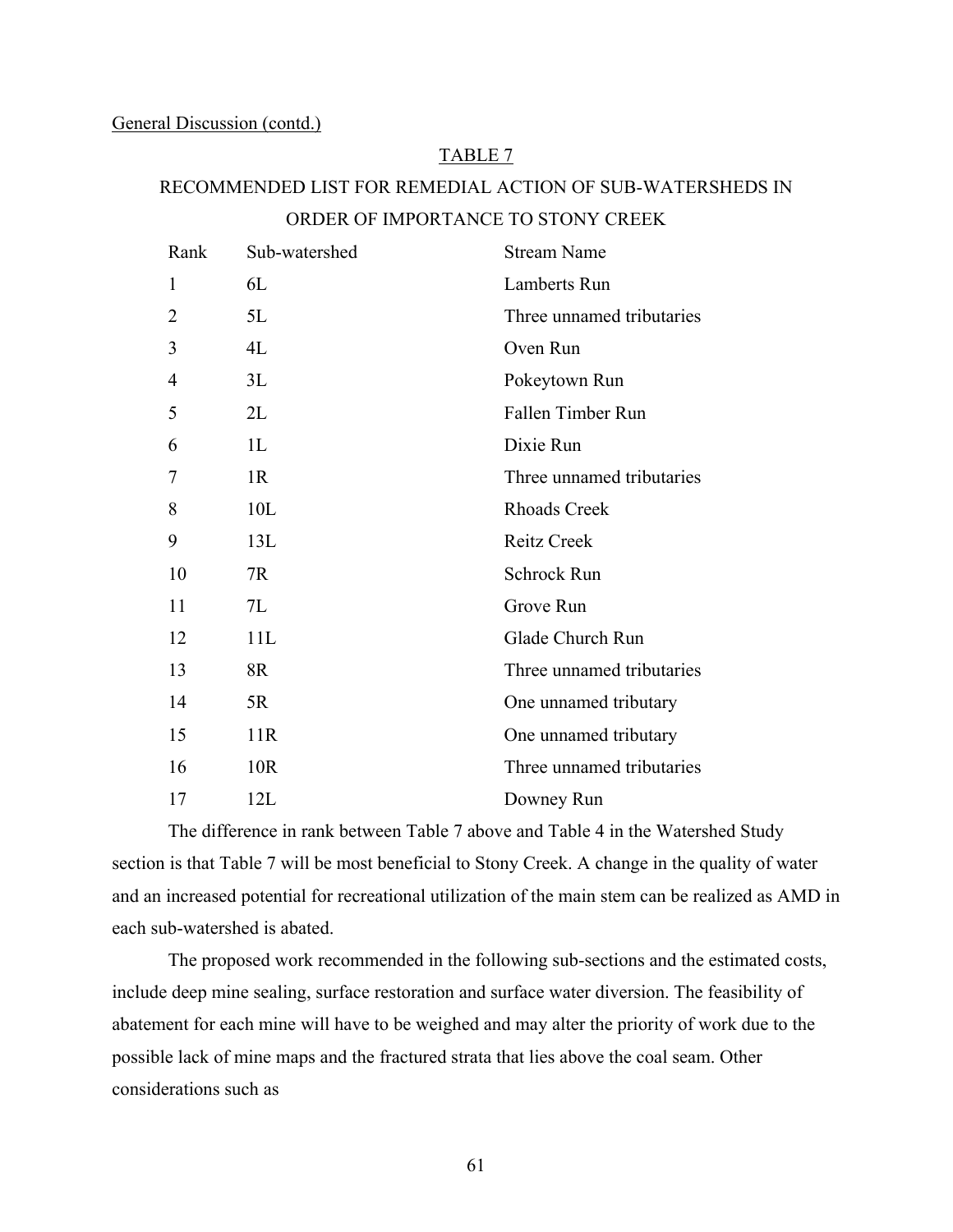General Discussion (contd.)

## TABLE 7

## RECOMMENDED LIST FOR REMEDIAL ACTION OF SUB-WATERSHEDS IN ORDER OF IMPORTANCE TO STONY CREEK

| Rank | Sub-watershed | Stream Name |
|---|---|---|
| 1 | 6L | Lamberts Run |
| 2 | 5L | Three unnamed tributaries |
| 3 | 4L | Oven Run |
| 4 | 3L | Pokeytown Run |
| 5 | 2L | Fallen Timber Run |
| 6 | 1L | Dixie Run |
| 7 | 1R | Three unnamed tributaries |
| 8 | 10L | Rhoads Creek |
| 9 | 13L | Reitz Creek |
| 10 | 7R | Schrock Run |
| 11 | 7L | Grove Run |
| 12 | 11L | Glade Church Run |
| 13 | 8R | Three unnamed tributaries |
| 14 | 5R | One unnamed tributary |
| 15 | 11R | One unnamed tributary |
| 16 | 10R | Three unnamed tributaries |
| 17 | 12L | Downey Run |

The difference in rank between Table 7 above and Table 4 in the Watershed Study section is that Table 7 will be most beneficial to Stony Creek. A change in the quality of water and an increased potential for recreational utilization of the main stem can be realized as AMD in each sub-watershed is abated.

The proposed work recommended in the following sub-sections and the estimated costs, include deep mine sealing, surface restoration and surface water diversion. The feasibility of abatement for each mine will have to be weighed and may alter the priority of work due to the possible lack of mine maps and the fractured strata that lies above the coal seam. Other considerations such as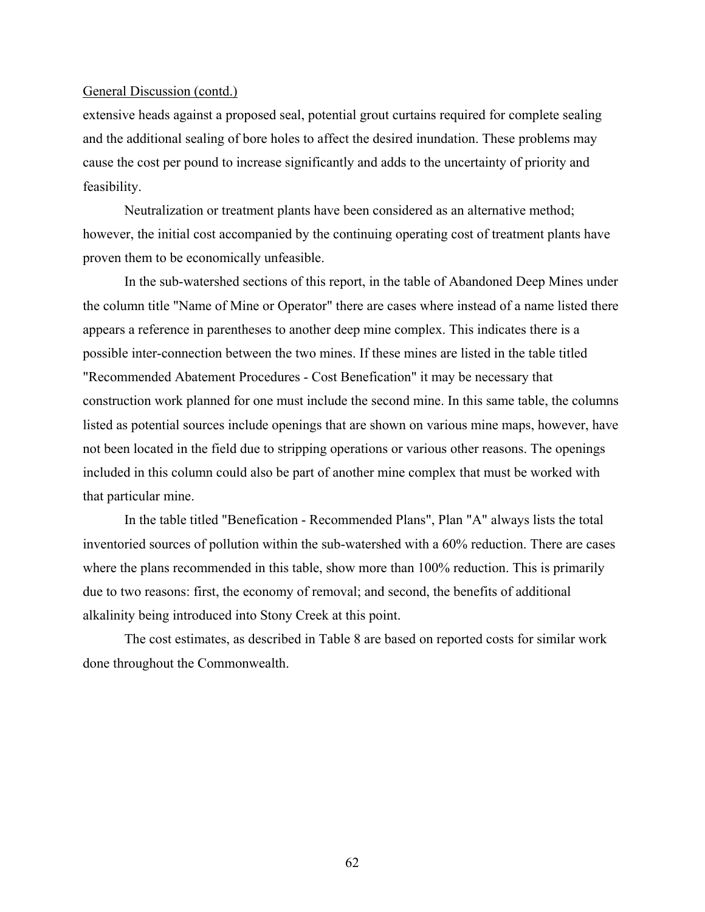General Discussion (contd.)

extensive heads against a proposed seal, potential grout curtains required for complete sealing and the additional sealing of bore holes to affect the desired inundation. These problems may cause the cost per pound to increase significantly and adds to the uncertainty of priority and feasibility.

Neutralization or treatment plants have been considered as an alternative method; however, the initial cost accompanied by the continuing operating cost of treatment plants have proven them to be economically unfeasible.

In the sub-watershed sections of this report, in the table of Abandoned Deep Mines under the column title "Name of Mine or Operator" there are cases where instead of a name listed there appears a reference in parentheses to another deep mine complex. This indicates there is a possible inter-connection between the two mines. If these mines are listed in the table titled "Recommended Abatement Procedures - Cost Benefication" it may be necessary that construction work planned for one must include the second mine. In this same table, the columns listed as potential sources include openings that are shown on various mine maps, however, have not been located in the field due to stripping operations or various other reasons. The openings included in this column could also be part of another mine complex that must be worked with that particular mine.

In the table titled "Benefication - Recommended Plans", Plan "A" always lists the total inventoried sources of pollution within the sub-watershed with a 60% reduction. There are cases where the plans recommended in this table, show more than 100% reduction. This is primarily due to two reasons: first, the economy of removal; and second, the benefits of additional alkalinity being introduced into Stony Creek at this point.

The cost estimates, as described in Table 8 are based on reported costs for similar work done throughout the Commonwealth.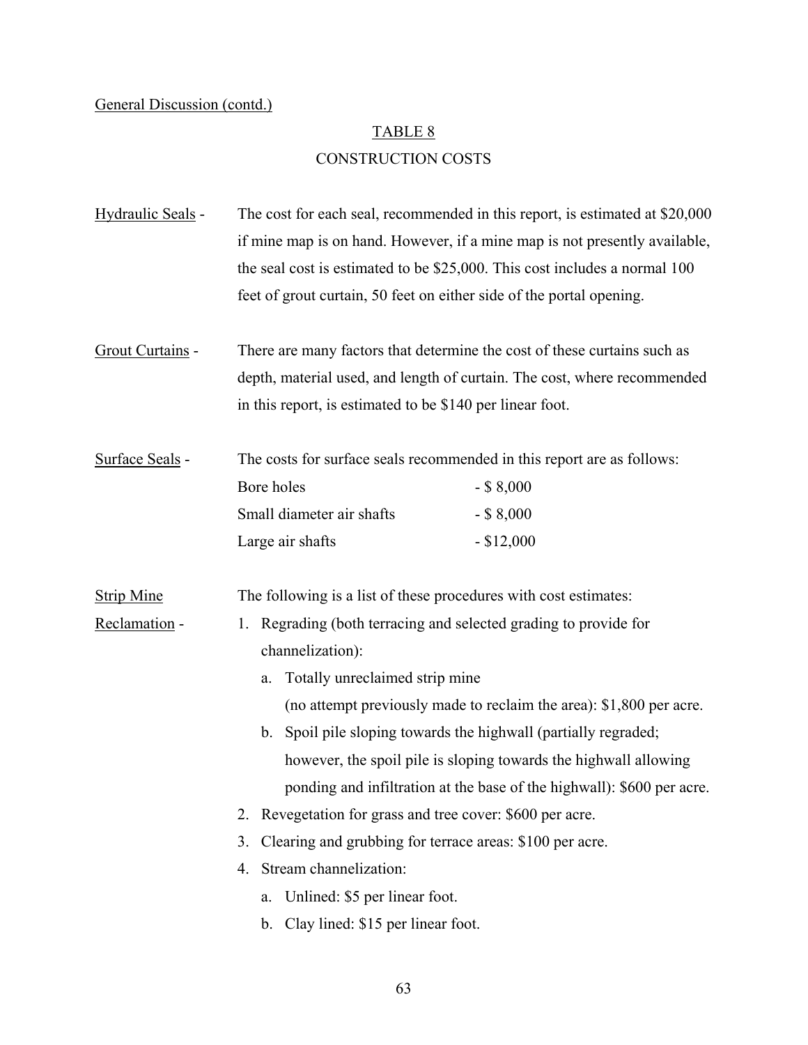General Discussion (contd.)

## TABLE 8

## CONSTRUCTION COSTS

Hydraulic Seals - The cost for each seal, recommended in this report, is estimated at $20,000 if mine map is on hand. However, if a mine map is not presently available, the seal cost is estimated to be $25,000. This cost includes a normal 100 feet of grout curtain, 50 feet on either side of the portal opening.

Grout Curtains - There are many factors that determine the cost of these curtains such as depth, material used, and length of curtain. The cost, where recommended in this report, is estimated to be $140 per linear foot.

Surface Seals - The costs for surface seals recommended in this report are as follows:

| | |
|---|---|
| Bore holes | - $ 8,000 |
| Small diameter air shafts | - $ 8,000 |
| Large air shafts | - $12,000 |

Strip Mine Reclamation - The following is a list of these procedures with cost estimates:

1. Regrading (both terracing and selected grading to provide for channelization):
   a. Totally unreclaimed strip mine (no attempt previously made to reclaim the area): $1,800 per acre.
   b. Spoil pile sloping towards the highwall (partially regraded; however, the spoil pile is sloping towards the highwall allowing ponding and infiltration at the base of the highwall): $600 per acre.
2. Revegetation for grass and tree cover: $600 per acre.
3. Clearing and grubbing for terrace areas: $100 per acre.
4. Stream channelization:
   a. Unlined: $5 per linear foot.
   b. Clay lined: $15 per linear foot.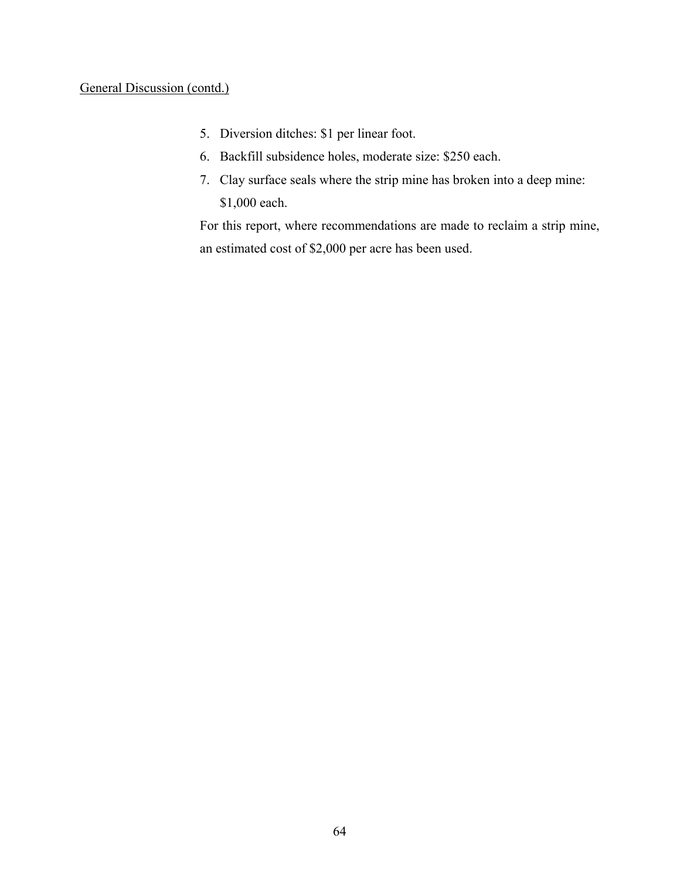General Discussion (contd.)

5. Diversion ditches: $1 per linear foot.
6. Backfill subsidence holes, moderate size: $250 each.
7. Clay surface seals where the strip mine has broken into a deep mine: $1,000 each.

For this report, where recommendations are made to reclaim a strip mine, an estimated cost of $2,000 per acre has been used.